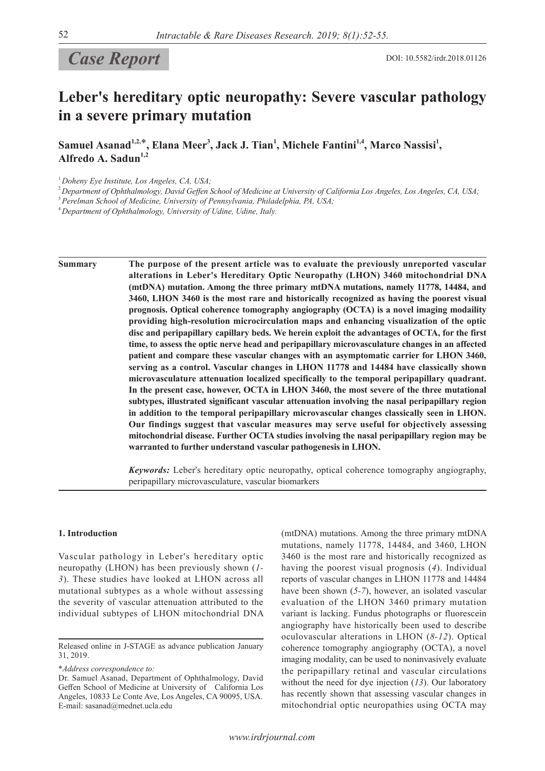## Case Report

DOI: 10.5582/irdr.2018.01126

# Leber's hereditary optic neuropathy: Severe vascular pathology in a severe primary mutation

**Samuel Asanad[1,2,*], Elana Meer[3], Jack J. Tian[1], Michele Fantini[1,4], Marco Nassisi[1], Alfredo A. Sadun[1,2]**

[1] *Doheny Eye Institute, Los Angeles, CA, USA;*

[2] *Department of Ophthalmology, David Geffen School of Medicine at University of California Los Angeles, Los Angeles, CA, USA;*

[3] *Perelman School of Medicine, University of Pennsylvania, Philadelphia, PA, USA;*

[4] *Department of Ophthalmology, University of Udine, Udine, Italy.*

**Summary** **The purpose of the present article was to evaluate the previously unreported vascular alterations in Leber's Hereditary Optic Neuropathy (LHON) 3460 mitochondrial DNA (mtDNA) mutation. Among the three primary mtDNA mutations, namely 11778, 14484, and 3460, LHON 3460 is the most rare and historically recognized as having the poorest visual prognosis. Optical coherence tomography angiography (OCTA) is a novel imaging modaility providing high-resolution microcirculation maps and enhancing visualization of the optic disc and peripapillary capillary beds. We herein exploit the advantages of OCTA, for the first time, to assess the optic nerve head and peripapillary microvasculature changes in an affected patient and compare these vascular changes with an asymptomatic carrier for LHON 3460, serving as a control. Vascular changes in LHON 11778 and 14484 have classically shown microvasculature attenuation localized specifically to the temporal peripapillary quadrant. In the present case, however, OCTA in LHON 3460, the most severe of the three mutational subtypes, illustrated significant vascular attenuation involving the nasal peripapillary region in addition to the temporal peripapillary microvascular changes classically seen in LHON. Our findings suggest that vascular measures may serve useful for objectively assessing mitochondrial disease. Further OCTA studies involving the nasal peripapillary region may be warranted to further understand vascular pathogenesis in LHON.**

***Keywords:*** Leber's hereditary optic neuropathy, optical coherence tomography angiography, peripapillary microvasculature, vascular biomarkers

### 1. Introduction

Vascular pathology in Leber's hereditary optic neuropathy (LHON) has been previously shown (*1-3*). These studies have looked at LHON across all mutational subtypes as a whole without assessing the severity of vascular attenuation attributed to the individual subtypes of LHON mitochondrial DNA (mtDNA) mutations. Among the three primary mtDNA mutations, namely 11778, 14484, and 3460, LHON 3460 is the most rare and historically recognized as having the poorest visual prognosis (*4*). Individual reports of vascular changes in LHON 11778 and 14484 have been shown (*5-7*), however, an isolated vascular evaluation of the LHON 3460 primary mutation variant is lacking. Fundus photographs or fluorescein angiography have historically been used to describe oculovascular alterations in LHON (*8-12*). Optical coherence tomography angiography (OCTA), a novel imaging modality, can be used to noninvasively evaluate the peripapillary retinal and vascular circulations without the need for dye injection (*13*). Our laboratory has recently shown that assessing vascular changes in mitochondrial optic neuropathies using OCTA may

Released online in J-STAGE as advance publication January 31, 2019.

\**Address correspondence to:*

Dr. Samuel Asanad, Department of Ophthalmology, David Geffen School of Medicine at University of California Los Angeles, 10833 Le Conte Ave, Los Angeles, CA 90095, USA.
E-mail: sasanad@mednet.ucla.edu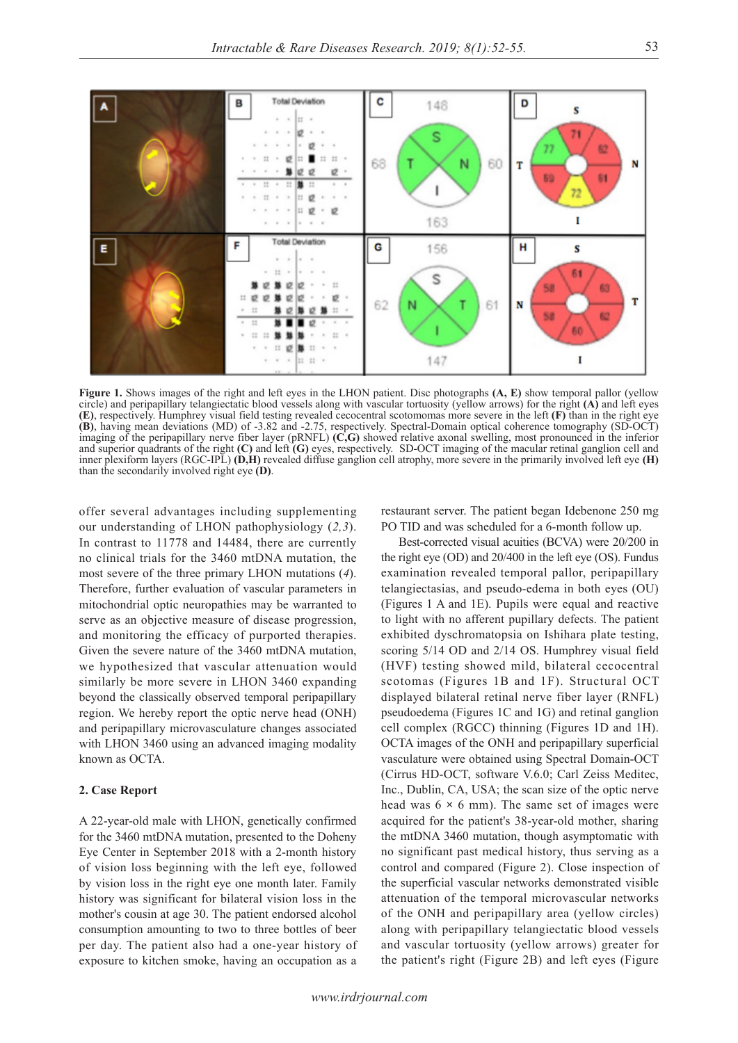**Figure 1.** Shows images of the right and left eyes in the LHON patient. Disc photographs **(A, E)** show temporal pallor (yellow circle) and peripapillary telangiectatic blood vessels along with vascular tortuosity (yellow arrows) for the right **(A)** and left eyes **(E)**, respectively. Humphrey visual field testing revealed cecocentral scotomomas more severe in the left **(F)** than in the right eye **(B)**, having mean deviations (MD) of -3.82 and -2.75, respectively. Spectral-Domain optical coherence tomography (SD-OCT) imaging of the peripapillary nerve fiber layer (pRNFL) **(C,G)** showed relative axonal swelling, most pronounced in the inferior and superior quadrants of the right **(C)** and left **(G)** eyes, respectively. SD-OCT imaging of the macular retinal ganglion cell and inner plexiform layers (RGC-IPL) **(D,H)** revealed diffuse ganglion cell atrophy, more severe in the primarily involved left eye **(H)** than the secondarily involved right eye **(D)**.

offer several advantages including supplementing our understanding of LHON pathophysiology (*2,3*). In contrast to 11778 and 14484, there are currently no clinical trials for the 3460 mtDNA mutation, the most severe of the three primary LHON mutations (*4*). Therefore, further evaluation of vascular parameters in mitochondrial optic neuropathies may be warranted to serve as an objective measure of disease progression, and monitoring the efficacy of purported therapies. Given the severe nature of the 3460 mtDNA mutation, we hypothesized that vascular attenuation would similarly be more severe in LHON 3460 expanding beyond the classically observed temporal peripapillary region. We hereby report the optic nerve head (ONH) and peripapillary microvasculature changes associated with LHON 3460 using an advanced imaging modality known as OCTA.

## 2. Case Report

A 22-year-old male with LHON, genetically confirmed for the 3460 mtDNA mutation, presented to the Doheny Eye Center in September 2018 with a 2-month history of vision loss beginning with the left eye, followed by vision loss in the right eye one month later. Family history was significant for bilateral vision loss in the mother's cousin at age 30. The patient endorsed alcohol consumption amounting to two to three bottles of beer per day. The patient also had a one-year history of exposure to kitchen smoke, having an occupation as a restaurant server. The patient began Idebenone 250 mg PO TID and was scheduled for a 6-month follow up.

Best-corrected visual acuities (BCVA) were 20/200 in the right eye (OD) and 20/400 in the left eye (OS). Fundus examination revealed temporal pallor, peripapillary telangiectasias, and pseudo-edema in both eyes (OU) (Figures 1 A and 1E). Pupils were equal and reactive to light with no afferent pupillary defects. The patient exhibited dyschromatopsia on Ishihara plate testing, scoring 5/14 OD and 2/14 OS. Humphrey visual field (HVF) testing showed mild, bilateral cecocentral scotomas (Figures 1B and 1F). Structural OCT displayed bilateral retinal nerve fiber layer (RNFL) pseudoedema (Figures 1C and 1G) and retinal ganglion cell complex (RGCC) thinning (Figures 1D and 1H). OCTA images of the ONH and peripapillary superficial vasculature were obtained using Spectral Domain-OCT (Cirrus HD-OCT, software V.6.0; Carl Zeiss Meditec, Inc., Dublin, CA, USA; the scan size of the optic nerve head was 6 × 6 mm). The same set of images were acquired for the patient's 38-year-old mother, sharing the mtDNA 3460 mutation, though asymptomatic with no significant past medical history, thus serving as a control and compared (Figure 2). Close inspection of the superficial vascular networks demonstrated visible attenuation of the temporal microvascular networks of the ONH and peripapillary area (yellow circles) along with peripapillary telangiectatic blood vessels and vascular tortuosity (yellow arrows) greater for the patient's right (Figure 2B) and left eyes (Figure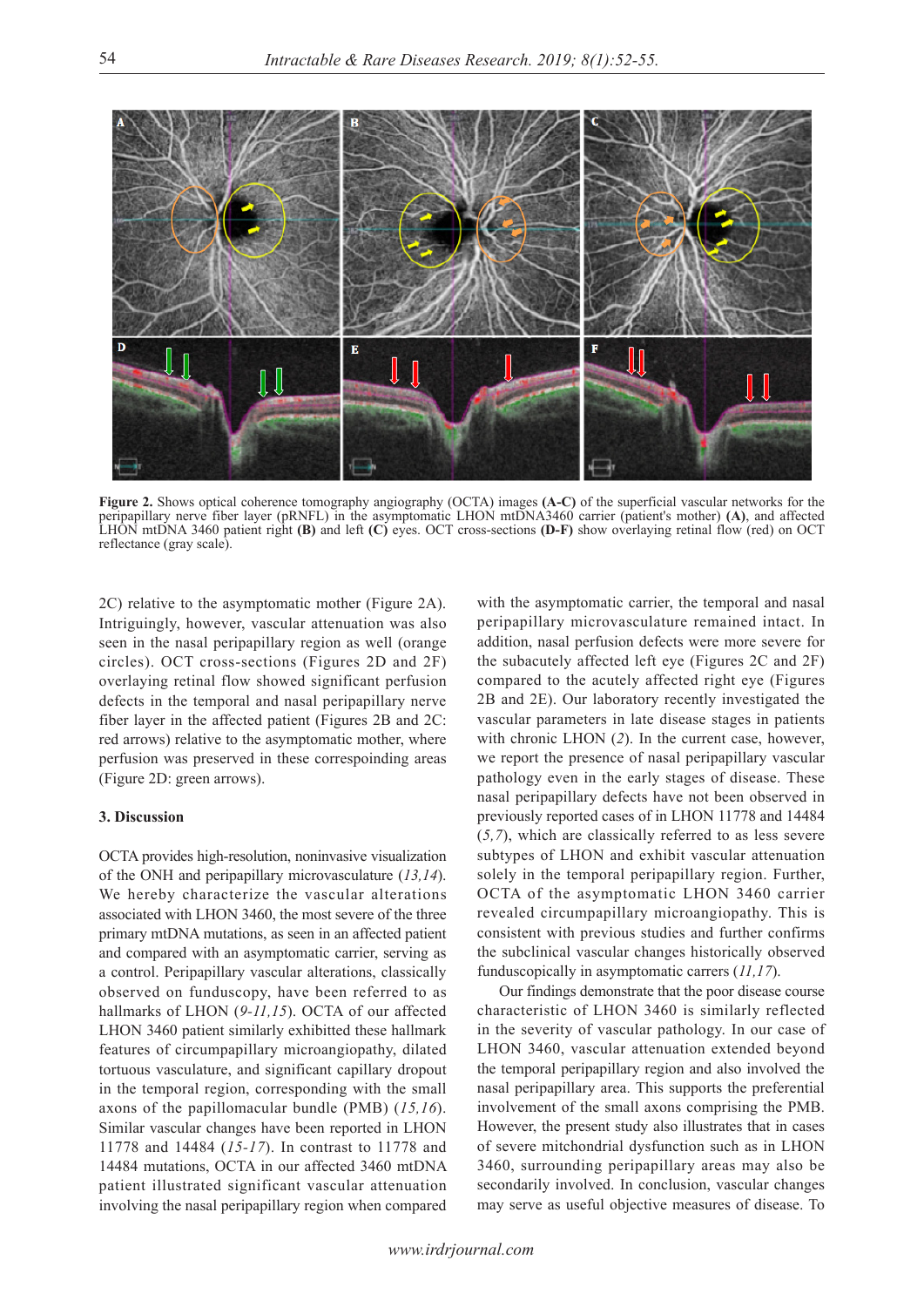**Figure 2.** Shows optical coherence tomography angiography (OCTA) images **(A-C)** of the superficial vascular networks for the peripapillary nerve fiber layer (pRNFL) in the asymptomatic LHON mtDNA3460 carrier (patient's mother) **(A)**, and affected LHON mtDNA 3460 patient right **(B)** and left **(C)** eyes. OCT cross-sections **(D-F)** show overlaying retinal flow (red) on OCT reflectance (gray scale).

2C) relative to the asymptomatic mother (Figure 2A). Intriguingly, however, vascular attenuation was also seen in the nasal peripapillary region as well (orange circles). OCT cross-sections (Figures 2D and 2F) overlaying retinal flow showed significant perfusion defects in the temporal and nasal peripapillary nerve fiber layer in the affected patient (Figures 2B and 2C: red arrows) relative to the asymptomatic mother, where perfusion was preserved in these correspoinding areas (Figure 2D: green arrows).

### 3. Discussion

OCTA provides high-resolution, noninvasive visualization of the ONH and peripapillary microvasculature (*13,14*). We hereby characterize the vascular alterations associated with LHON 3460, the most severe of the three primary mtDNA mutations, as seen in an affected patient and compared with an asymptomatic carrier, serving as a control. Peripapillary vascular alterations, classically observed on funduscopy, have been referred to as hallmarks of LHON (*9-11,15*). OCTA of our affected LHON 3460 patient similarly exhibitted these hallmark features of circumpapillary microangiopathy, dilated tortuous vasculature, and significant capillary dropout in the temporal region, corresponding with the small axons of the papillomacular bundle (PMB) (*15,16*). Similar vascular changes have been reported in LHON 11778 and 14484 (*15-17*). In contrast to 11778 and 14484 mutations, OCTA in our affected 3460 mtDNA patient illustrated significant vascular attenuation involving the nasal peripapillary region when compared with the asymptomatic carrier, the temporal and nasal peripapillary microvasculature remained intact. In addition, nasal perfusion defects were more severe for the subacutely affected left eye (Figures 2C and 2F) compared to the acutely affected right eye (Figures 2B and 2E). Our laboratory recently investigated the vascular parameters in late disease stages in patients with chronic LHON (*2*). In the current case, however, we report the presence of nasal peripapillary vascular pathology even in the early stages of disease. These nasal peripapillary defects have not been observed in previously reported cases of in LHON 11778 and 14484 (*5,7*), which are classically referred to as less severe subtypes of LHON and exhibit vascular attenuation solely in the temporal peripapillary region. Further, OCTA of the asymptomatic LHON 3460 carrier revealed circumpapillary microangiopathy. This is consistent with previous studies and further confirms the subclinical vascular changes historically observed funduscopically in asymptomatic carrers (*11,17*).

Our findings demonstrate that the poor disease course characteristic of LHON 3460 is similarly reflected in the severity of vascular pathology. In our case of LHON 3460, vascular attenuation extended beyond the temporal peripapillary region and also involved the nasal peripapillary area. This supports the preferential involvement of the small axons comprising the PMB. However, the present study also illustrates that in cases of severe mitchondrial dysfunction such as in LHON 3460, surrounding peripapillary areas may also be secondarily involved. In conclusion, vascular changes may serve as useful objective measures of disease. To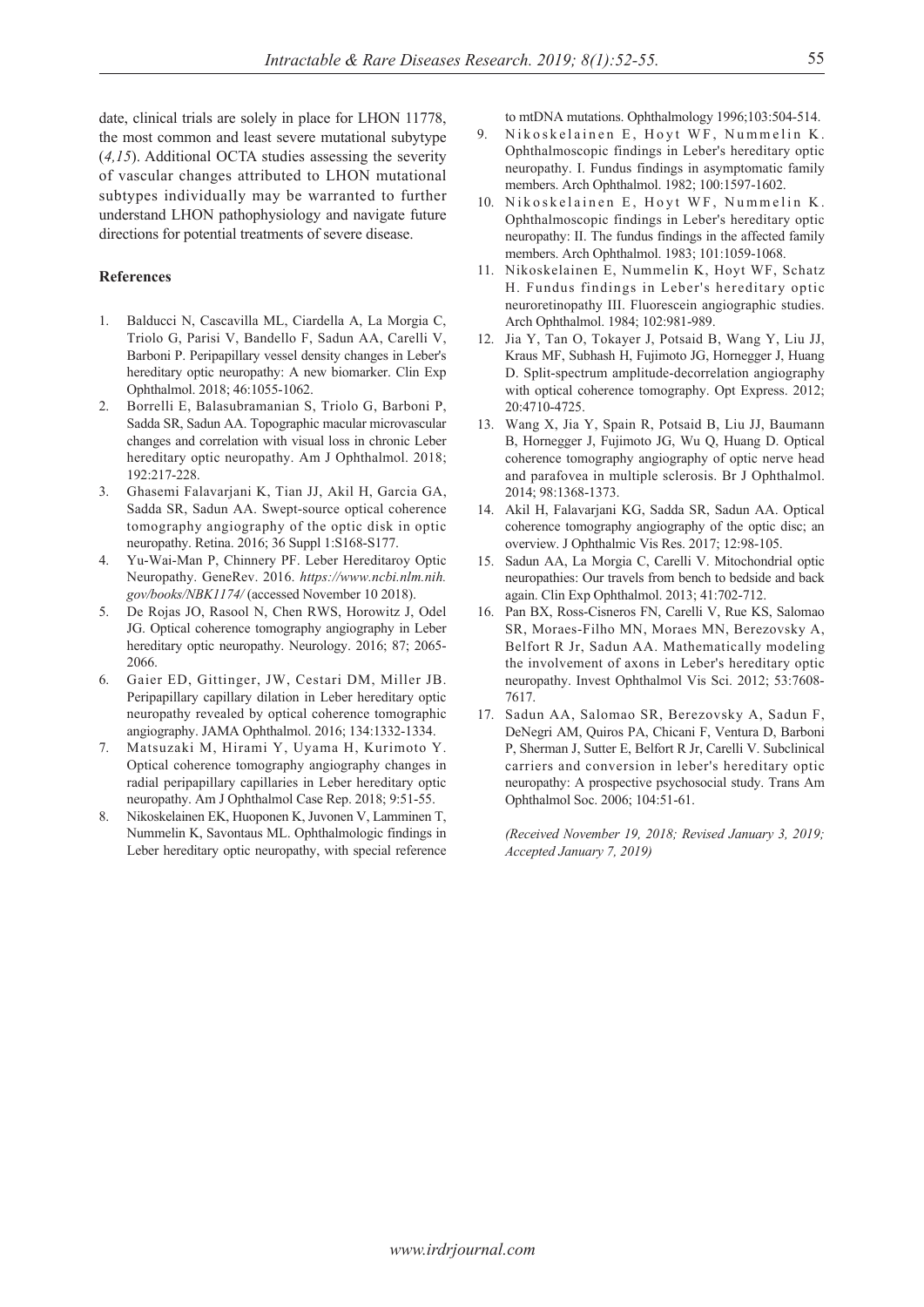date, clinical trials are solely in place for LHON 11778, the most common and least severe mutational subtype (*4,15*). Additional OCTA studies assessing the severity of vascular changes attributed to LHON mutational subtypes individually may be warranted to further understand LHON pathophysiology and navigate future directions for potential treatments of severe disease.

**References**

1. Balducci N, Cascavilla ML, Ciardella A, La Morgia C, Triolo G, Parisi V, Bandello F, Sadun AA, Carelli V, Barboni P. Peripapillary vessel density changes in Leber's hereditary optic neuropathy: A new biomarker. Clin Exp Ophthalmol. 2018; 46:1055-1062.
2. Borrelli E, Balasubramanian S, Triolo G, Barboni P, Sadda SR, Sadun AA. Topographic macular microvascular changes and correlation with visual loss in chronic Leber hereditary optic neuropathy. Am J Ophthalmol. 2018; 192:217-228.
3. Ghasemi Falavarjani K, Tian JJ, Akil H, Garcia GA, Sadda SR, Sadun AA. Swept-source optical coherence tomography angiography of the optic disk in optic neuropathy. Retina. 2016; 36 Suppl 1:S168-S177.
4. Yu-Wai-Man P, Chinnery PF. Leber Hereditaroy Optic Neuropathy. GeneRev. 2016. *https://www.ncbi.nlm.nih.gov/books/NBK1174/* (accessed November 10 2018).
5. De Rojas JO, Rasool N, Chen RWS, Horowitz J, Odel JG. Optical coherence tomography angiography in Leber hereditary optic neuropathy. Neurology. 2016; 87; 2065-2066.
6. Gaier ED, Gittinger, JW, Cestari DM, Miller JB. Peripapillary capillary dilation in Leber hereditary optic neuropathy revealed by optical coherence tomographic angiography. JAMA Ophthalmol. 2016; 134:1332-1334.
7. Matsuzaki M, Hirami Y, Uyama H, Kurimoto Y. Optical coherence tomography angiography changes in radial peripapillary capillaries in Leber hereditary optic neuropathy. Am J Ophthalmol Case Rep. 2018; 9:51-55.
8. Nikoskelainen EK, Huoponen K, Juvonen V, Lamminen T, Nummelin K, Savontaus ML. Ophthalmologic findings in Leber hereditary optic neuropathy, with special reference to mtDNA mutations. Ophthalmology 1996;103:504-514.
9. Nikoskelainen E, Hoyt WF, Nummelin K. Ophthalmoscopic findings in Leber's hereditary optic neuropathy. I. Fundus findings in asymptomatic family members. Arch Ophthalmol. 1982; 100:1597-1602.
10. Nikoskelainen E, Hoyt WF, Nummelin K. Ophthalmoscopic findings in Leber's hereditary optic neuropathy: II. The fundus findings in the affected family members. Arch Ophthalmol. 1983; 101:1059-1068.
11. Nikoskelainen E, Nummelin K, Hoyt WF, Schatz H. Fundus findings in Leber's hereditary optic neuroretinopathy III. Fluorescein angiographic studies. Arch Ophthalmol. 1984; 102:981-989.
12. Jia Y, Tan O, Tokayer J, Potsaid B, Wang Y, Liu JJ, Kraus MF, Subhash H, Fujimoto JG, Hornegger J, Huang D. Split-spectrum amplitude-decorrelation angiography with optical coherence tomography. Opt Express. 2012; 20:4710-4725.
13. Wang X, Jia Y, Spain R, Potsaid B, Liu JJ, Baumann B, Hornegger J, Fujimoto JG, Wu Q, Huang D. Optical coherence tomography angiography of optic nerve head and parafovea in multiple sclerosis. Br J Ophthalmol. 2014; 98:1368-1373.
14. Akil H, Falavarjani KG, Sadda SR, Sadun AA. Optical coherence tomography angiography of the optic disc; an overview. J Ophthalmic Vis Res. 2017; 12:98-105.
15. Sadun AA, La Morgia C, Carelli V. Mitochondrial optic neuropathies: Our travels from bench to bedside and back again. Clin Exp Ophthalmol. 2013; 41:702-712.
16. Pan BX, Ross-Cisneros FN, Carelli V, Rue KS, Salomao SR, Moraes-Filho MN, Moraes MN, Berezovsky A, Belfort R Jr, Sadun AA. Mathematically modeling the involvement of axons in Leber's hereditary optic neuropathy. Invest Ophthalmol Vis Sci. 2012; 53:7608-7617.
17. Sadun AA, Salomao SR, Berezovsky A, Sadun F, DeNegri AM, Quiros PA, Chicani F, Ventura D, Barboni P, Sherman J, Sutter E, Belfort R Jr, Carelli V. Subclinical carriers and conversion in leber's hereditary optic neuropathy: A prospective psychosocial study. Trans Am Ophthalmol Soc. 2006; 104:51-61.

*(Received November 19, 2018; Revised January 3, 2019; Accepted January 7, 2019)*